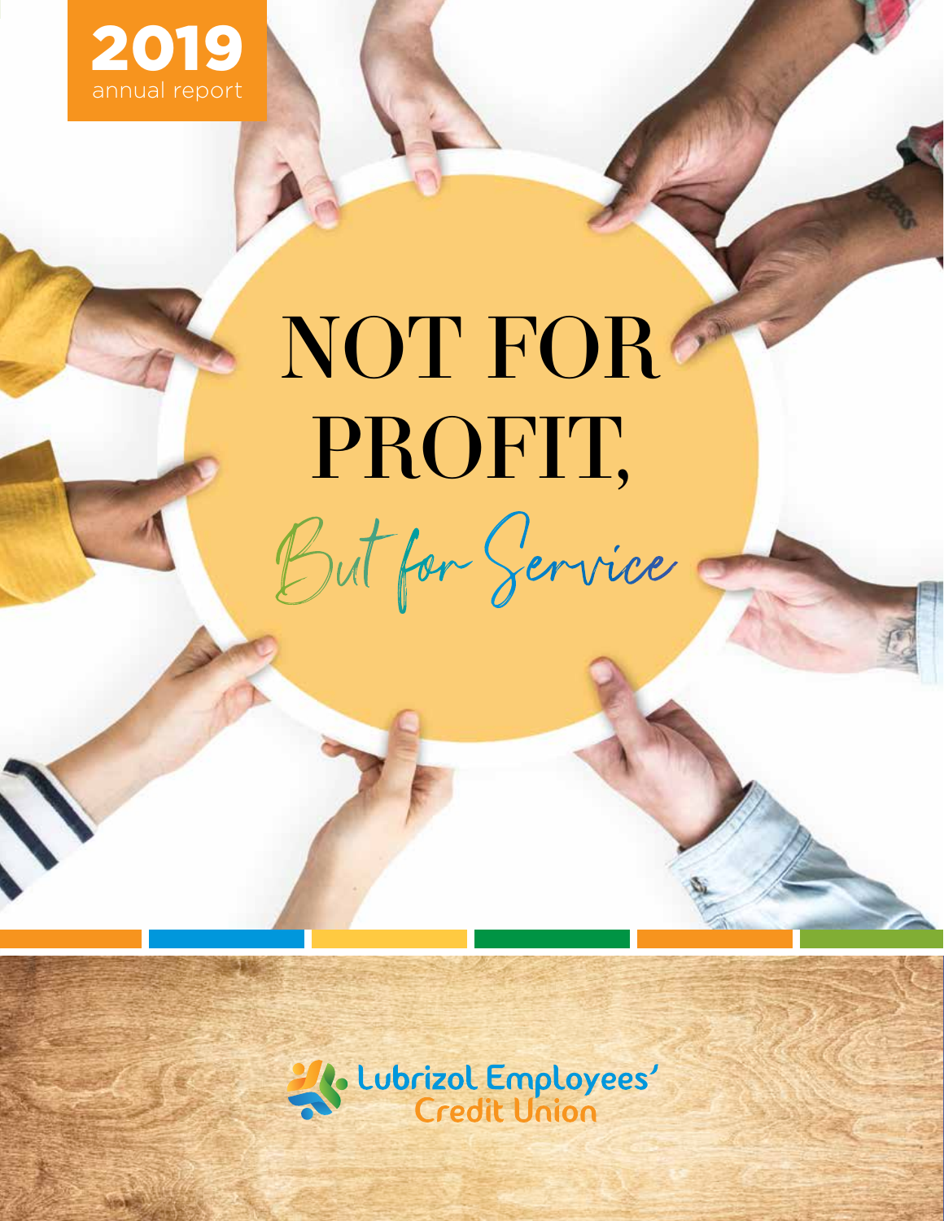**2019**
annual report

# NOT FOR PROFIT,

## *But for Service*

Lubrizol Employees' Credit Union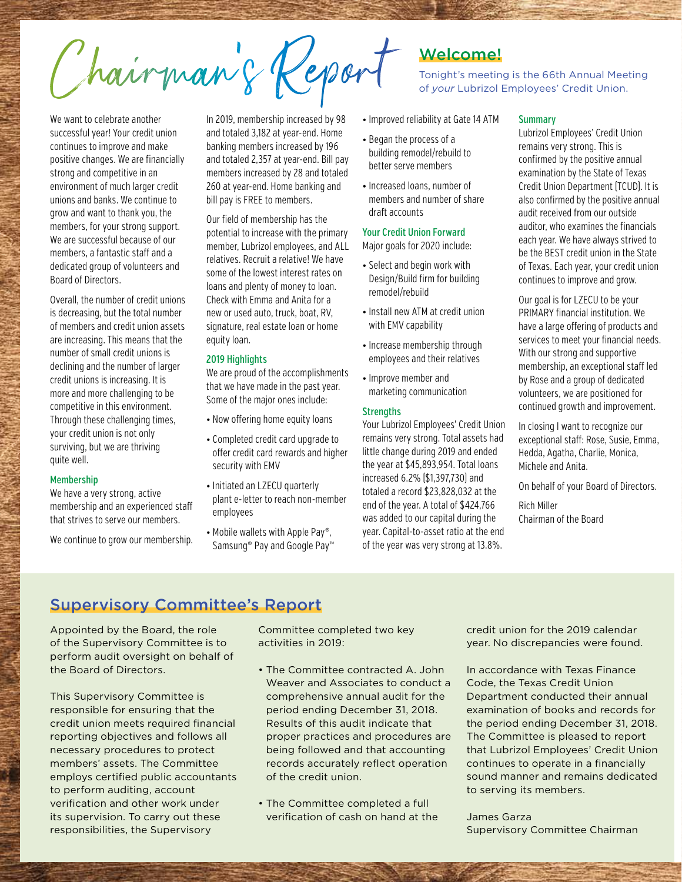# Chairman's Report

## Welcome!

Tonight's meeting is the 66th Annual Meeting of *your* Lubrizol Employees' Credit Union.

We want to celebrate another successful year! Your credit union continues to improve and make positive changes. We are financially strong and competitive in an environment of much larger credit unions and banks. We continue to grow and want to thank you, the members, for your strong support. We are successful because of our members, a fantastic staff and a dedicated group of volunteers and Board of Directors.

Overall, the number of credit unions is decreasing, but the total number of members and credit union assets are increasing. This means that the number of small credit unions is declining and the number of larger credit unions is increasing. It is more and more challenging to be competitive in this environment. Through these challenging times, your credit union is not only surviving, but we are thriving quite well.

### Membership

We have a very strong, active membership and an experienced staff that strives to serve our members.

We continue to grow our membership. In 2019, membership increased by 98 and totaled 3,182 at year-end. Home banking members increased by 196 and totaled 2,357 at year-end. Bill pay members increased by 28 and totaled 260 at year-end. Home banking and bill pay is FREE to members.

Our field of membership has the potential to increase with the primary member, Lubrizol employees, and ALL relatives. Recruit a relative! We have some of the lowest interest rates on loans and plenty of money to loan. Check with Emma and Anita for a new or used auto, truck, boat, RV, signature, real estate loan or home equity loan.

### 2019 Highlights

We are proud of the accomplishments that we have made in the past year. Some of the major ones include:

- Now offering home equity loans
- Completed credit card upgrade to offer credit card rewards and higher security with EMV
- Initiated an LZECU quarterly plant e-letter to reach non-member employees
- Mobile wallets with Apple Pay®, Samsung® Pay and Google Pay™
- Improved reliability at Gate 14 ATM
- Began the process of a building remodel/rebuild to better serve members
- Increased loans, number of members and number of share draft accounts

### Your Credit Union Forward

Major goals for 2020 include:

- Select and begin work with Design/Build firm for building remodel/rebuild
- Install new ATM at credit union with EMV capability
- Increase membership through employees and their relatives
- Improve member and marketing communication

### Strengths

Your Lubrizol Employees' Credit Union remains very strong. Total assets had little change during 2019 and ended the year at $45,893,954. Total loans increased 6.2% ($1,397,730) and totaled a record $23,828,032 at the end of the year. A total of $424,766 was added to our capital during the year. Capital-to-asset ratio at the end of the year was very strong at 13.8%.

### Summary

Lubrizol Employees' Credit Union remains very strong. This is confirmed by the positive annual examination by the State of Texas Credit Union Department (TCUD). It is also confirmed by the positive annual audit received from our outside auditor, who examines the financials each year. We have always strived to be the BEST credit union in the State of Texas. Each year, your credit union continues to improve and grow.

Our goal is for LZECU to be your PRIMARY financial institution. We have a large offering of products and services to meet your financial needs. With our strong and supportive membership, an exceptional staff led by Rose and a group of dedicated volunteers, we are positioned for continued growth and improvement.

In closing I want to recognize our exceptional staff: Rose, Susie, Emma, Hedda, Agatha, Charlie, Monica, Michele and Anita.

On behalf of your Board of Directors.

Rich Miller
Chairman of the Board

## Supervisory Committee's Report

Appointed by the Board, the role of the Supervisory Committee is to perform audit oversight on behalf of the Board of Directors.

This Supervisory Committee is responsible for ensuring that the credit union meets required financial reporting objectives and follows all necessary procedures to protect members' assets. The Committee employs certified public accountants to perform auditing, account verification and other work under its supervision. To carry out these responsibilities, the Supervisory Committee completed two key activities in 2019:

- The Committee contracted A. John Weaver and Associates to conduct a comprehensive annual audit for the period ending December 31, 2018. Results of this audit indicate that proper practices and procedures are being followed and that accounting records accurately reflect operation of the credit union.
- The Committee completed a full verification of cash on hand at the credit union for the 2019 calendar year. No discrepancies were found.

In accordance with Texas Finance Code, the Texas Credit Union Department conducted their annual examination of books and records for the period ending December 31, 2018. The Committee is pleased to report that Lubrizol Employees' Credit Union continues to operate in a financially sound manner and remains dedicated to serving its members.

James Garza
Supervisory Committee Chairman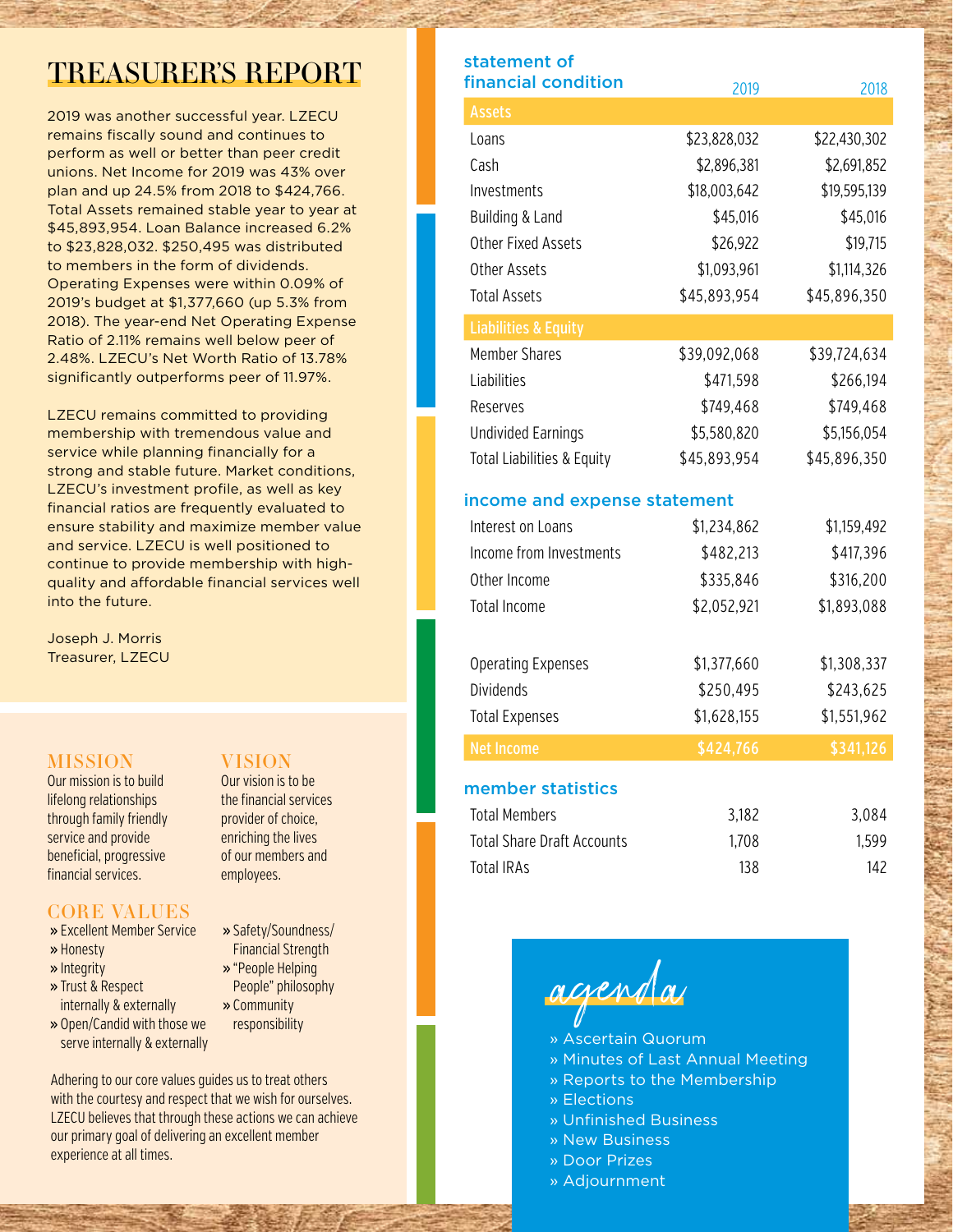# TREASURER'S REPORT

2019 was another successful year. LZECU remains fiscally sound and continues to perform as well or better than peer credit unions. Net Income for 2019 was 43% over plan and up 24.5% from 2018 to $424,766. Total Assets remained stable year to year at $45,893,954. Loan Balance increased 6.2% to $23,828,032. $250,495 was distributed to members in the form of dividends. Operating Expenses were within 0.09% of 2019's budget at $1,377,660 (up 5.3% from 2018). The year-end Net Operating Expense Ratio of 2.11% remains well below peer of 2.48%. LZECU's Net Worth Ratio of 13.78% significantly outperforms peer of 11.97%.

LZECU remains committed to providing membership with tremendous value and service while planning financially for a strong and stable future. Market conditions, LZECU's investment profile, as well as key financial ratios are frequently evaluated to ensure stability and maximize member value and service. LZECU is well positioned to continue to provide membership with high-quality and affordable financial services well into the future.

Joseph J. Morris
Treasurer, LZECU

## MISSION

Our mission is to build lifelong relationships through family friendly service and provide beneficial, progressive financial services.

## VISION

Our vision is to be the financial services provider of choice, enriching the lives of our members and employees.

## CORE VALUES

- Excellent Member Service
- Honesty
- Integrity
- Trust & Respect internally & externally
- Open/Candid with those we serve internally & externally
- Safety/Soundness/ Financial Strength
- "People Helping People" philosophy
- Community responsibility

Adhering to our core values guides us to treat others with the courtesy and respect that we wish for ourselves. LZECU believes that through these actions we can achieve our primary goal of delivering an excellent member experience at all times.

## statement of financial condition

| | 2019 | 2018 |
|---|---|---|
| **Assets** | | |
| Loans | $23,828,032 | $22,430,302 |
| Cash | $2,896,381 | $2,691,852 |
| Investments | $18,003,642 | $19,595,139 |
| Building & Land | $45,016 | $45,016 |
| Other Fixed Assets | $26,922 | $19,715 |
| Other Assets | $1,093,961 | $1,114,326 |
| Total Assets | $45,893,954 | $45,896,350 |
| **Liabilities & Equity** | | |
| Member Shares | $39,092,068 | $39,724,634 |
| Liabilities | $471,598 | $266,194 |
| Reserves | $749,468 | $749,468 |
| Undivided Earnings | $5,580,820 | $5,156,054 |
| Total Liabilities & Equity | $45,893,954 | $45,896,350 |

## income and expense statement

| | 2019 | 2018 |
|---|---|---|
| Interest on Loans | $1,234,862 | $1,159,492 |
| Income from Investments | $482,213 | $417,396 |
| Other Income | $335,846 | $316,200 |
| Total Income | $2,052,921 | $1,893,088 |
| Operating Expenses | $1,377,660 | $1,308,337 |
| Dividends | $250,495 | $243,625 |
| Total Expenses | $1,628,155 | $1,551,962 |
| **Net Income** | **$424,766** | **$341,126** |

## member statistics

| | 2019 | 2018 |
|---|---|---|
| Total Members | 3,182 | 3,084 |
| Total Share Draft Accounts | 1,708 | 1,599 |
| Total IRAs | 138 | 142 |

## agenda

- Ascertain Quorum
- Minutes of Last Annual Meeting
- Reports to the Membership
- Elections
- Unfinished Business
- New Business
- Door Prizes
- Adjournment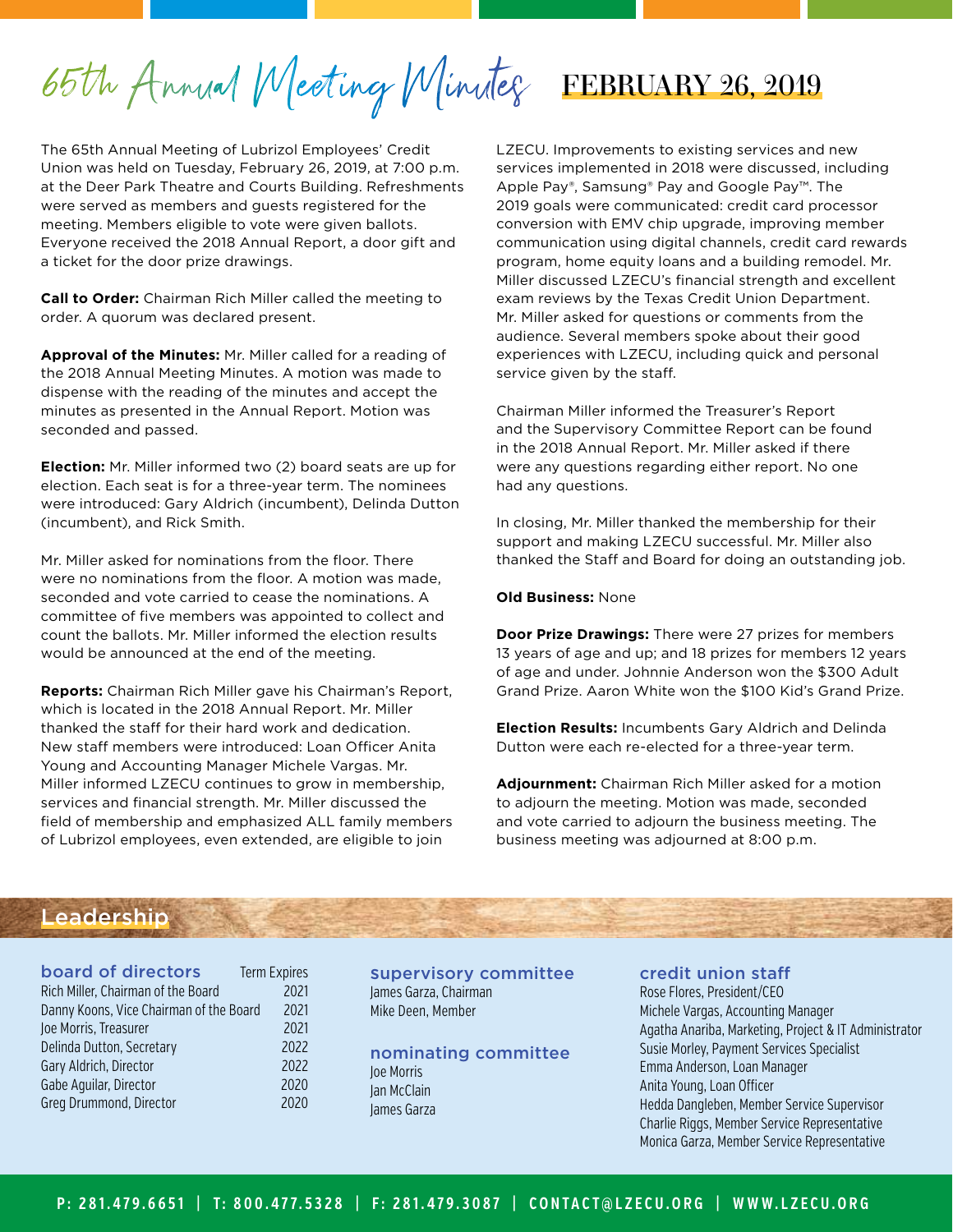# 65th Annual Meeting Minutes FEBRUARY 26, 2019

The 65th Annual Meeting of Lubrizol Employees' Credit Union was held on Tuesday, February 26, 2019, at 7:00 p.m. at the Deer Park Theatre and Courts Building. Refreshments were served as members and guests registered for the meeting. Members eligible to vote were given ballots. Everyone received the 2018 Annual Report, a door gift and a ticket for the door prize drawings.

**Call to Order:** Chairman Rich Miller called the meeting to order. A quorum was declared present.

**Approval of the Minutes:** Mr. Miller called for a reading of the 2018 Annual Meeting Minutes. A motion was made to dispense with the reading of the minutes and accept the minutes as presented in the Annual Report. Motion was seconded and passed.

**Election:** Mr. Miller informed two (2) board seats are up for election. Each seat is for a three-year term. The nominees were introduced: Gary Aldrich (incumbent), Delinda Dutton (incumbent), and Rick Smith.

Mr. Miller asked for nominations from the floor. There were no nominations from the floor. A motion was made, seconded and vote carried to cease the nominations. A committee of five members was appointed to collect and count the ballots. Mr. Miller informed the election results would be announced at the end of the meeting.

**Reports:** Chairman Rich Miller gave his Chairman's Report, which is located in the 2018 Annual Report. Mr. Miller thanked the staff for their hard work and dedication. New staff members were introduced: Loan Officer Anita Young and Accounting Manager Michele Vargas. Mr. Miller informed LZECU continues to grow in membership, services and financial strength. Mr. Miller discussed the field of membership and emphasized ALL family members of Lubrizol employees, even extended, are eligible to join LZECU. Improvements to existing services and new services implemented in 2018 were discussed, including Apple Pay®, Samsung® Pay and Google Pay™. The 2019 goals were communicated: credit card processor conversion with EMV chip upgrade, improving member communication using digital channels, credit card rewards program, home equity loans and a building remodel. Mr. Miller discussed LZECU's financial strength and excellent exam reviews by the Texas Credit Union Department. Mr. Miller asked for questions or comments from the audience. Several members spoke about their good experiences with LZECU, including quick and personal service given by the staff.

Chairman Miller informed the Treasurer's Report and the Supervisory Committee Report can be found in the 2018 Annual Report. Mr. Miller asked if there were any questions regarding either report. No one had any questions.

In closing, Mr. Miller thanked the membership for their support and making LZECU successful. Mr. Miller also thanked the Staff and Board for doing an outstanding job.

**Old Business:** None

**Door Prize Drawings:** There were 27 prizes for members 13 years of age and up; and 18 prizes for members 12 years of age and under. Johnnie Anderson won the $300 Adult Grand Prize. Aaron White won the $100 Kid's Grand Prize.

**Election Results:** Incumbents Gary Aldrich and Delinda Dutton were each re-elected for a three-year term.

**Adjournment:** Chairman Rich Miller asked for a motion to adjourn the meeting. Motion was made, seconded and vote carried to adjourn the business meeting. The business meeting was adjourned at 8:00 p.m.

## Leadership

### board of directors

| board of directors | Term Expires |
|---|---|
| Rich Miller, Chairman of the Board | 2021 |
| Danny Koons, Vice Chairman of the Board | 2021 |
| Joe Morris, Treasurer | 2021 |
| Delinda Dutton, Secretary | 2022 |
| Gary Aldrich, Director | 2022 |
| Gabe Aguilar, Director | 2020 |
| Greg Drummond, Director | 2020 |

### supervisory committee

James Garza, Chairman
Mike Deen, Member

### nominating committee

Joe Morris
Jan McClain
James Garza

### credit union staff

Rose Flores, President/CEO
Michele Vargas, Accounting Manager
Agatha Anariba, Marketing, Project & IT Administrator
Susie Morley, Payment Services Specialist
Emma Anderson, Loan Manager
Anita Young, Loan Officer
Hedda Dangleben, Member Service Supervisor
Charlie Riggs, Member Service Representative
Monica Garza, Member Service Representative

P: 281.479.6651 | T: 800.477.5328 | F: 281.479.3087 | CONTACT@LZECU.ORG | WWW.LZECU.ORG